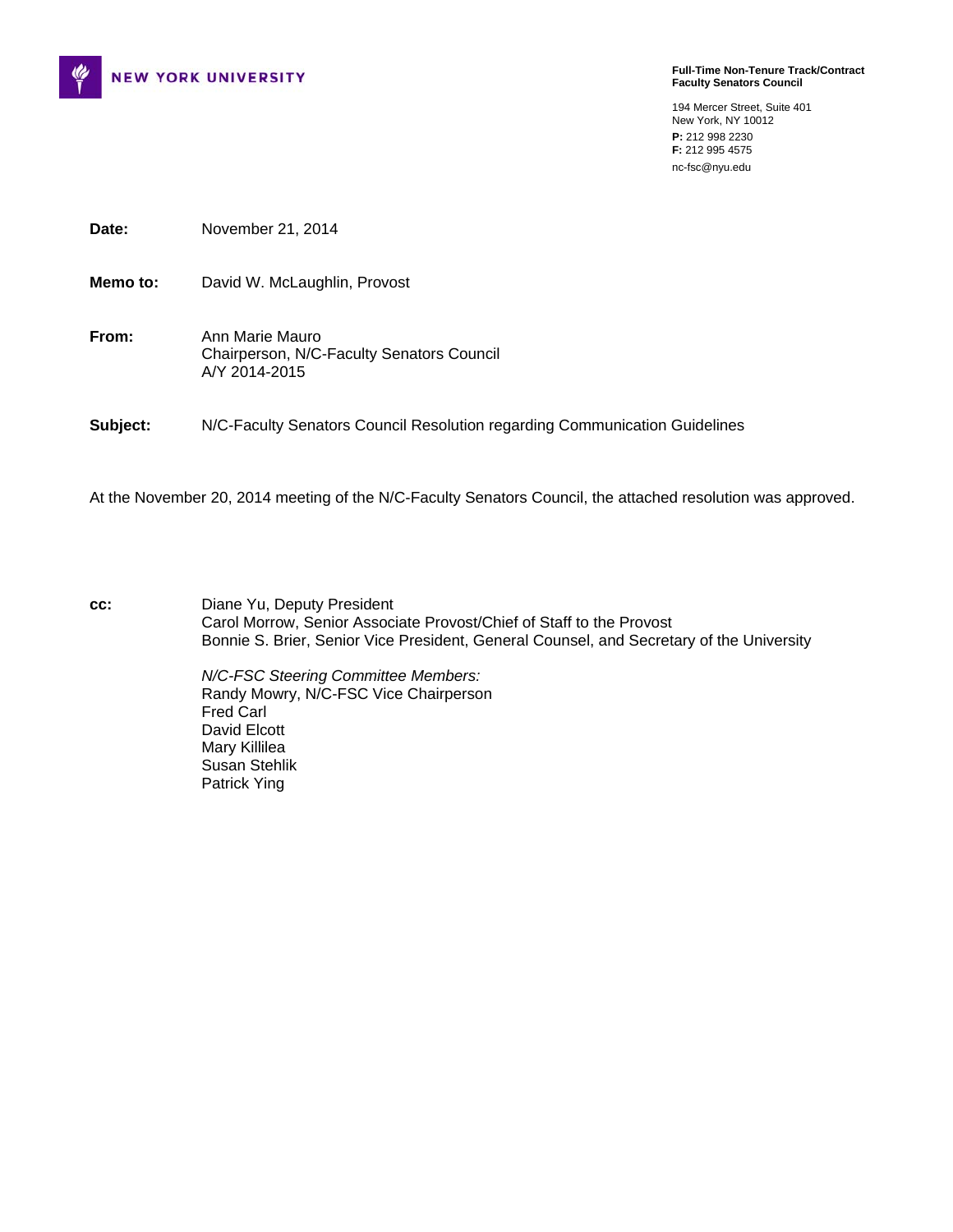NEW YORK UNIVERSITY

**Full-Time Non-Tenure Track/Contract Faculty Senators Council**

194 Mercer Street, Suite 401
New York, NY 10012
**P:** 212 998 2230
**F:** 212 995 4575
nc-fsc@nyu.edu

**Date:** November 21, 2014

**Memo to:** David W. McLaughlin, Provost

**From:** Ann Marie Mauro
Chairperson, N/C-Faculty Senators Council
A/Y 2014-2015

**Subject:** N/C-Faculty Senators Council Resolution regarding Communication Guidelines

At the November 20, 2014 meeting of the N/C-Faculty Senators Council, the attached resolution was approved.

**cc:** Diane Yu, Deputy President
Carol Morrow, Senior Associate Provost/Chief of Staff to the Provost
Bonnie S. Brier, Senior Vice President, General Counsel, and Secretary of the University

*N/C-FSC Steering Committee Members:*
Randy Mowry, N/C-FSC Vice Chairperson
Fred Carl
David Elcott
Mary Killilea
Susan Stehlik
Patrick Ying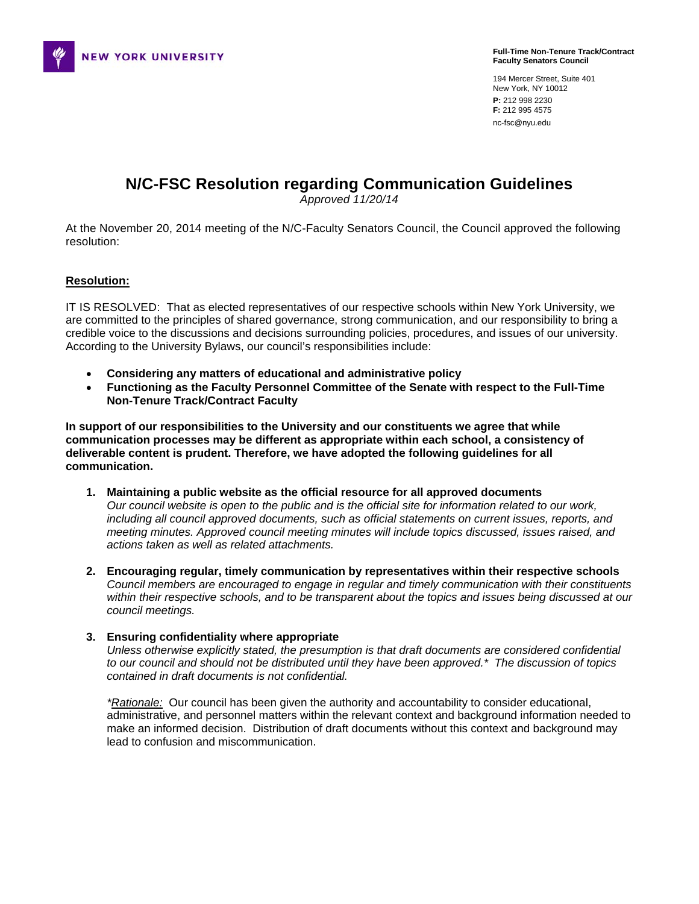NEW YORK UNIVERSITY

**Full-Time Non-Tenure Track/Contract Faculty Senators Council**

194 Mercer Street, Suite 401
New York, NY 10012
**P:** 212 998 2230
**F:** 212 995 4575
nc-fsc@nyu.edu

# N/C-FSC Resolution regarding Communication Guidelines

*Approved 11/20/14*

At the November 20, 2014 meeting of the N/C-Faculty Senators Council, the Council approved the following resolution:

**Resolution:**

IT IS RESOLVED: That as elected representatives of our respective schools within New York University, we are committed to the principles of shared governance, strong communication, and our responsibility to bring a credible voice to the discussions and decisions surrounding policies, procedures, and issues of our university. According to the University Bylaws, our council's responsibilities include:

- **Considering any matters of educational and administrative policy**
- **Functioning as the Faculty Personnel Committee of the Senate with respect to the Full-Time Non-Tenure Track/Contract Faculty**

**In support of our responsibilities to the University and our constituents we agree that while communication processes may be different as appropriate within each school, a consistency of deliverable content is prudent. Therefore, we have adopted the following guidelines for all communication.**

1. **Maintaining a public website as the official resource for all approved documents**
   *Our council website is open to the public and is the official site for information related to our work, including all council approved documents, such as official statements on current issues, reports, and meeting minutes. Approved council meeting minutes will include topics discussed, issues raised, and actions taken as well as related attachments.*

2. **Encouraging regular, timely communication by representatives within their respective schools**
   *Council members are encouraged to engage in regular and timely communication with their constituents within their respective schools, and to be transparent about the topics and issues being discussed at our council meetings.*

3. **Ensuring confidentiality where appropriate**
   *Unless otherwise explicitly stated, the presumption is that draft documents are considered confidential to our council and should not be distributed until they have been approved.\* The discussion of topics contained in draft documents is not confidential.*

   *\*Rationale:* Our council has been given the authority and accountability to consider educational, administrative, and personnel matters within the relevant context and background information needed to make an informed decision. Distribution of draft documents without this context and background may lead to confusion and miscommunication.